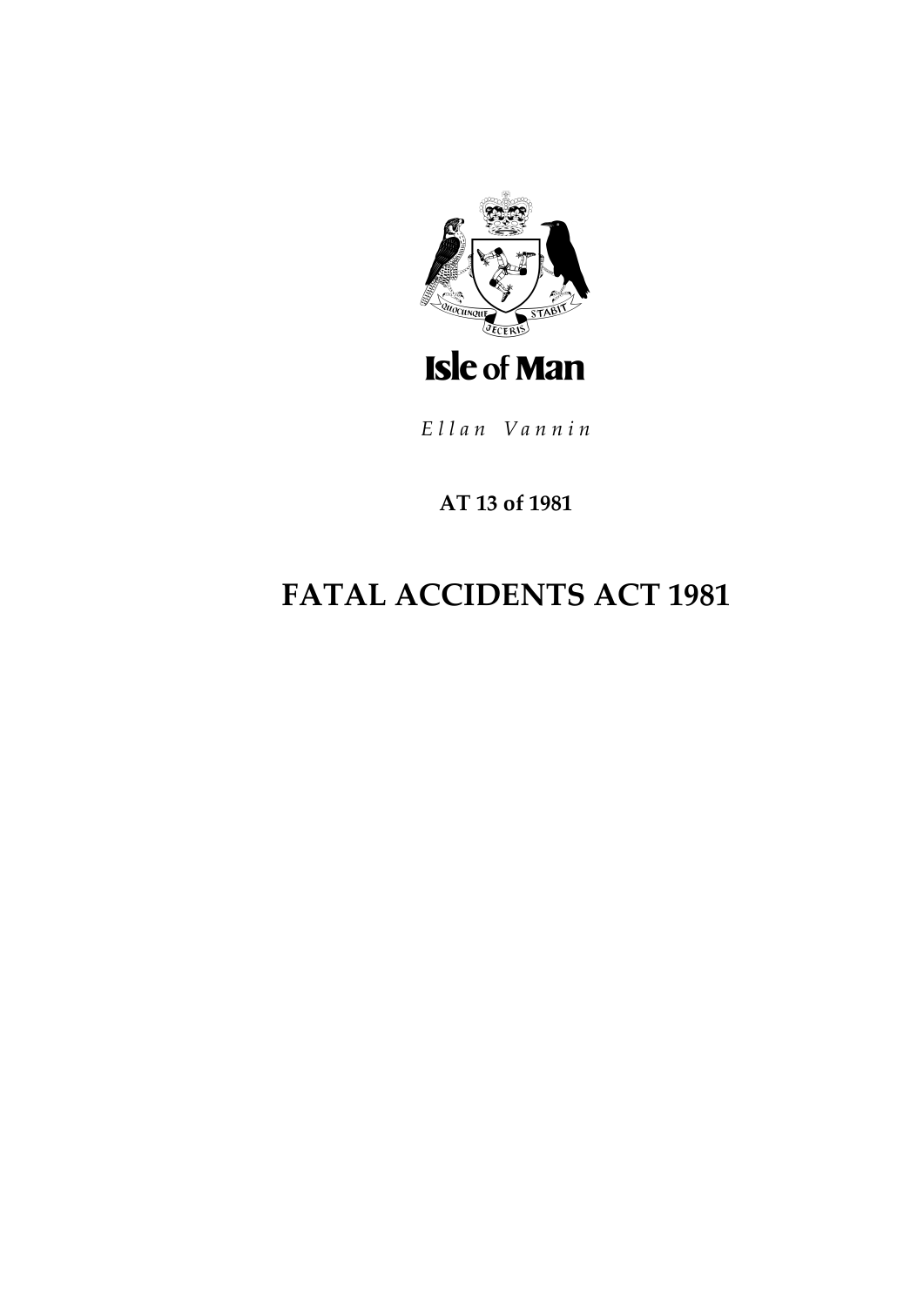Isle of Man

*Ellan Vannin*

**AT 13 of 1981**

# FATAL ACCIDENTS ACT 1981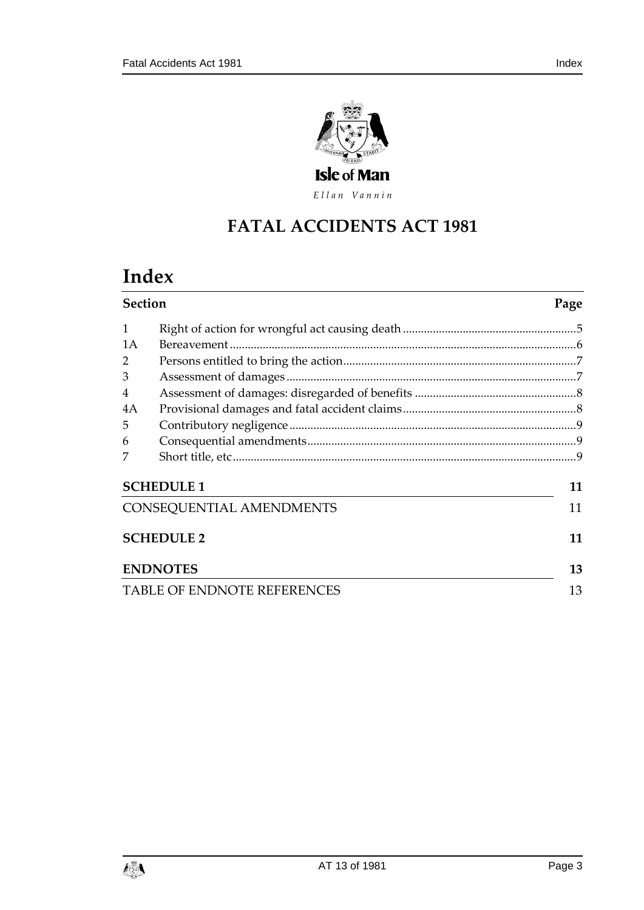Isle of Man

*Ellan Vannin*

# FATAL ACCIDENTS ACT 1981

# Index

| Section | | Page |
|---|---|---|
| 1 | Right of action for wrongful act causing death | 5 |
| 1A | Bereavement | 6 |
| 2 | Persons entitled to bring the action | 7 |
| 3 | Assessment of damages | 7 |
| 4 | Assessment of damages: disregarded of benefits | 8 |
| 4A | Provisional damages and fatal accident claims | 8 |
| 5 | Contributory negligence | 9 |
| 6 | Consequential amendments | 9 |
| 7 | Short title, etc | 9 |

**SCHEDULE 1** 11

CONSEQUENTIAL AMENDMENTS 11

**SCHEDULE 2** 11

**ENDNOTES** 13

TABLE OF ENDNOTE REFERENCES 13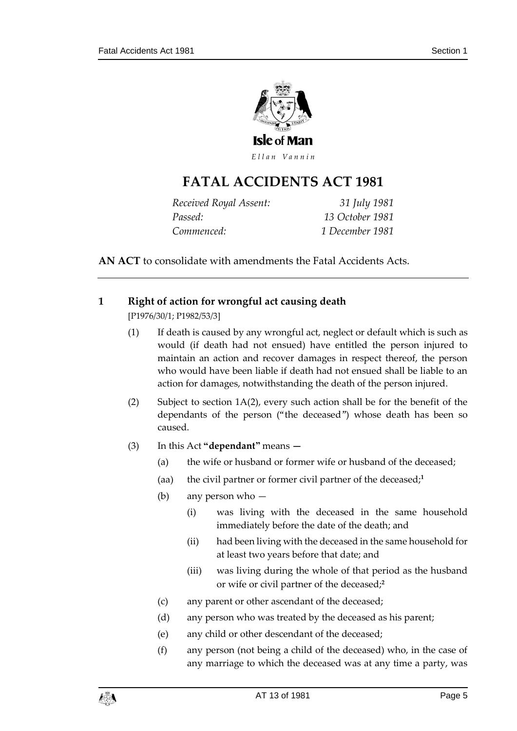# FATAL ACCIDENTS ACT 1981

*Received Royal Assent:* *31 July 1981*
*Passed:* *13 October 1981*
*Commenced:* *1 December 1981*

**AN ACT** to consolidate with amendments the Fatal Accidents Acts.

## 1 Right of action for wrongful act causing death

[P1976/30/1; P1982/53/3]

(1) If death is caused by any wrongful act, neglect or default which is such as would (if death had not ensued) have entitled the person injured to maintain an action and recover damages in respect thereof, the person who would have been liable if death had not ensued shall be liable to an action for damages, notwithstanding the death of the person injured.

(2) Subject to section 1A(2), every such action shall be for the benefit of the dependants of the person ("the deceased") whose death has been so caused.

(3) In this Act **"dependant"** means —

- (a) the wife or husband or former wife or husband of the deceased;
- (aa) the civil partner or former civil partner of the deceased;[1]
- (b) any person who —
  - (i) was living with the deceased in the same household immediately before the date of the death; and
  - (ii) had been living with the deceased in the same household for at least two years before that date; and
  - (iii) was living during the whole of that period as the husband or wife or civil partner of the deceased;[2]
- (c) any parent or other ascendant of the deceased;
- (d) any person who was treated by the deceased as his parent;
- (e) any child or other descendant of the deceased;
- (f) any person (not being a child of the deceased) who, in the case of any marriage to which the deceased was at any time a party, was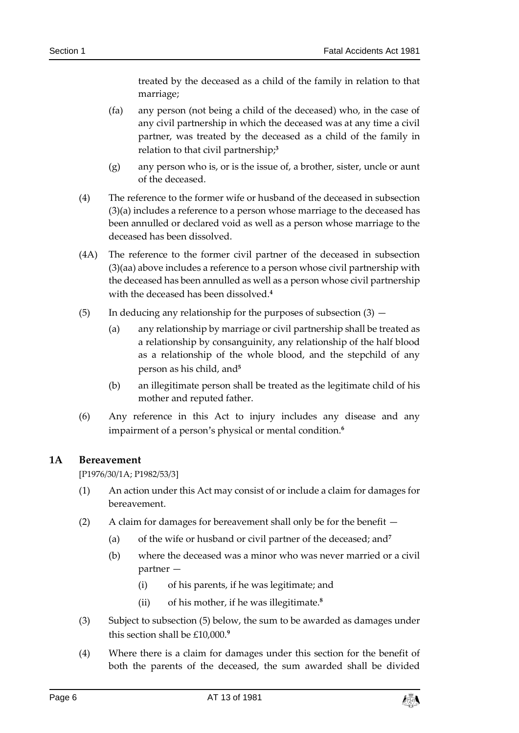treated by the deceased as a child of the family in relation to that marriage;

(fa) any person (not being a child of the deceased) who, in the case of any civil partnership in which the deceased was at any time a civil partner, was treated by the deceased as a child of the family in relation to that civil partnership;[3]

(g) any person who is, or is the issue of, a brother, sister, uncle or aunt of the deceased.

(4) The reference to the former wife or husband of the deceased in subsection (3)(a) includes a reference to a person whose marriage to the deceased has been annulled or declared void as well as a person whose marriage to the deceased has been dissolved.

(4A) The reference to the former civil partner of the deceased in subsection (3)(aa) above includes a reference to a person whose civil partnership with the deceased has been annulled as well as a person whose civil partnership with the deceased has been dissolved.[4]

(5) In deducing any relationship for the purposes of subsection (3) —

(a) any relationship by marriage or civil partnership shall be treated as a relationship by consanguinity, any relationship of the half blood as a relationship of the whole blood, and the stepchild of any person as his child, and[5]

(b) an illegitimate person shall be treated as the legitimate child of his mother and reputed father.

(6) Any reference in this Act to injury includes any disease and any impairment of a person's physical or mental condition.[6]

## 1A Bereavement

[P1976/30/1A; P1982/53/3]

(1) An action under this Act may consist of or include a claim for damages for bereavement.

(2) A claim for damages for bereavement shall only be for the benefit —

(a) of the wife or husband or civil partner of the deceased; and[7]

(b) where the deceased was a minor who was never married or a civil partner —

(i) of his parents, if he was legitimate; and

(ii) of his mother, if he was illegitimate.[8]

(3) Subject to subsection (5) below, the sum to be awarded as damages under this section shall be £10,000.[9]

(4) Where there is a claim for damages under this section for the benefit of both the parents of the deceased, the sum awarded shall be divided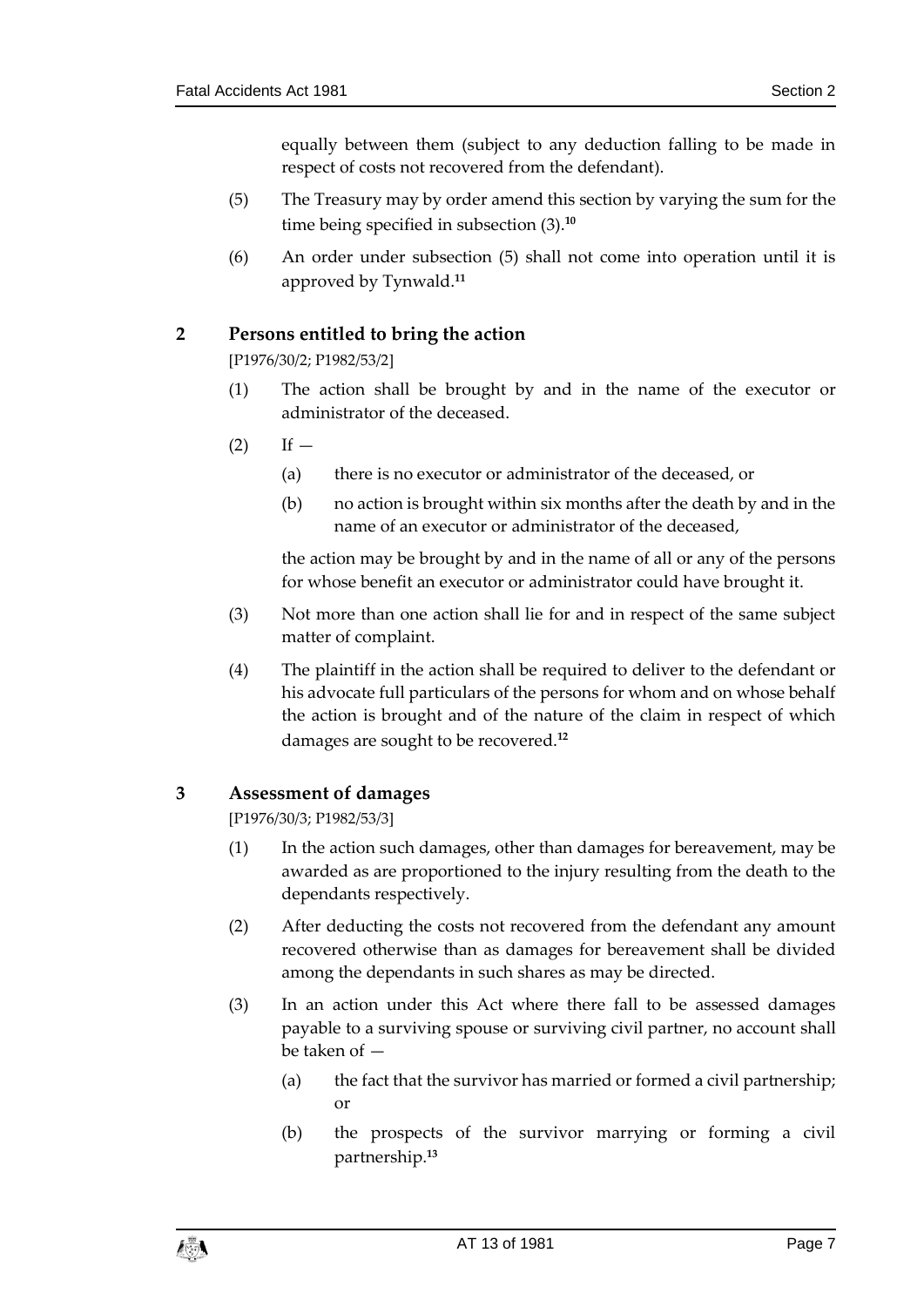equally between them (subject to any deduction falling to be made in respect of costs not recovered from the defendant).

(5) The Treasury may by order amend this section by varying the sum for the time being specified in subsection (3).[10]

(6) An order under subsection (5) shall not come into operation until it is approved by Tynwald.[11]

## 2 Persons entitled to bring the action

[P1976/30/2; P1982/53/2]

(1) The action shall be brought by and in the name of the executor or administrator of the deceased.

(2) If —

(a) there is no executor or administrator of the deceased, or

(b) no action is brought within six months after the death by and in the name of an executor or administrator of the deceased,

the action may be brought by and in the name of all or any of the persons for whose benefit an executor or administrator could have brought it.

(3) Not more than one action shall lie for and in respect of the same subject matter of complaint.

(4) The plaintiff in the action shall be required to deliver to the defendant or his advocate full particulars of the persons for whom and on whose behalf the action is brought and of the nature of the claim in respect of which damages are sought to be recovered.[12]

## 3 Assessment of damages

[P1976/30/3; P1982/53/3]

(1) In the action such damages, other than damages for bereavement, may be awarded as are proportioned to the injury resulting from the death to the dependants respectively.

(2) After deducting the costs not recovered from the defendant any amount recovered otherwise than as damages for bereavement shall be divided among the dependants in such shares as may be directed.

(3) In an action under this Act where there fall to be assessed damages payable to a surviving spouse or surviving civil partner, no account shall be taken of —

(a) the fact that the survivor has married or formed a civil partnership; or

(b) the prospects of the survivor marrying or forming a civil partnership.[13]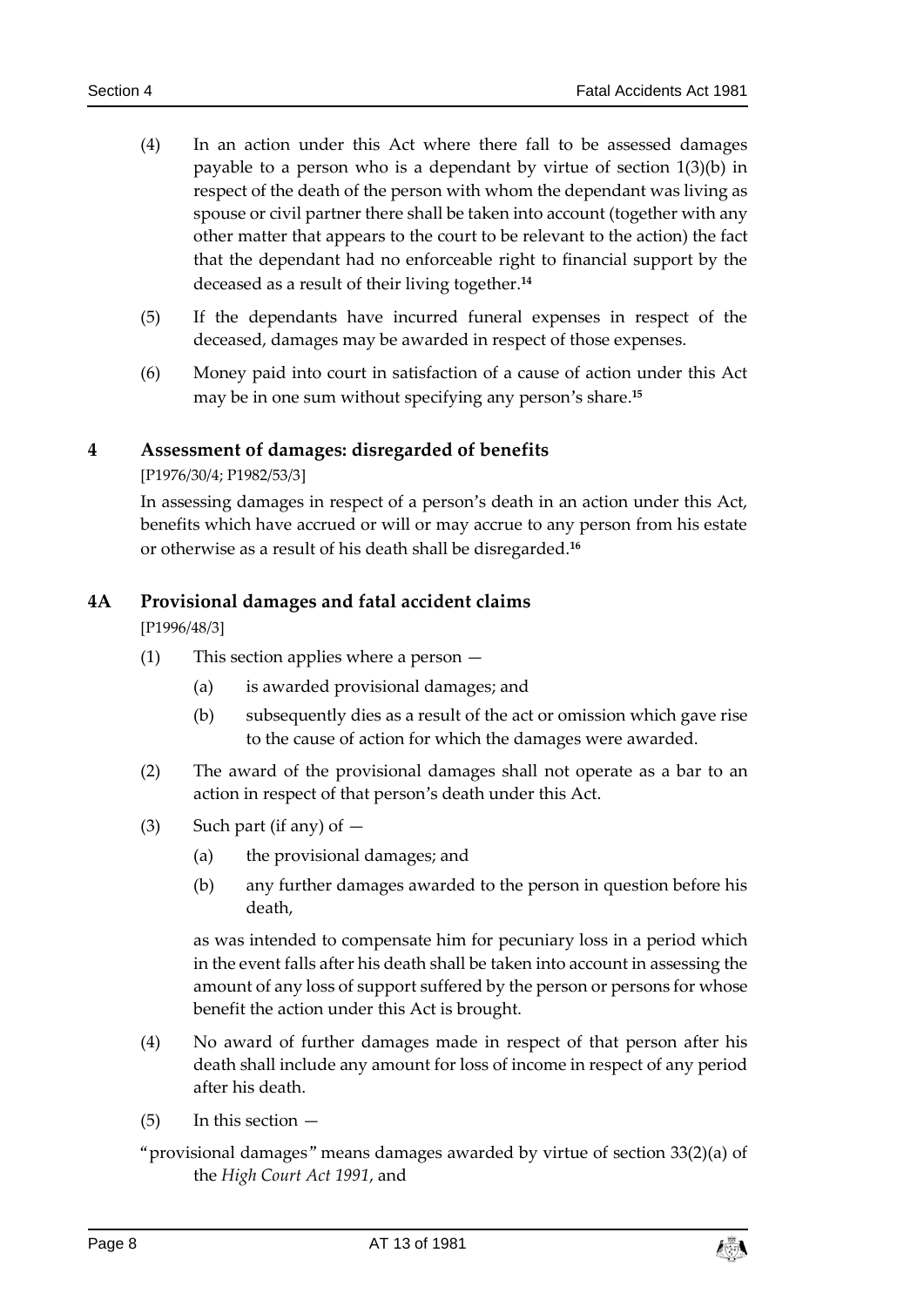(4) In an action under this Act where there fall to be assessed damages payable to a person who is a dependant by virtue of section 1(3)(b) in respect of the death of the person with whom the dependant was living as spouse or civil partner there shall be taken into account (together with any other matter that appears to the court to be relevant to the action) the fact that the dependant had no enforceable right to financial support by the deceased as a result of their living together.[14]

(5) If the dependants have incurred funeral expenses in respect of the deceased, damages may be awarded in respect of those expenses.

(6) Money paid into court in satisfaction of a cause of action under this Act may be in one sum without specifying any person's share.[15]

## 4 Assessment of damages: disregarded of benefits

[P1976/30/4; P1982/53/3]

In assessing damages in respect of a person's death in an action under this Act, benefits which have accrued or will or may accrue to any person from his estate or otherwise as a result of his death shall be disregarded.[16]

## 4A Provisional damages and fatal accident claims

[P1996/48/3]

(1) This section applies where a person —

(a) is awarded provisional damages; and

(b) subsequently dies as a result of the act or omission which gave rise to the cause of action for which the damages were awarded.

(2) The award of the provisional damages shall not operate as a bar to an action in respect of that person's death under this Act.

(3) Such part (if any) of —

(a) the provisional damages; and

(b) any further damages awarded to the person in question before his death,

as was intended to compensate him for pecuniary loss in a period which in the event falls after his death shall be taken into account in assessing the amount of any loss of support suffered by the person or persons for whose benefit the action under this Act is brought.

(4) No award of further damages made in respect of that person after his death shall include any amount for loss of income in respect of any period after his death.

(5) In this section —

"provisional damages" means damages awarded by virtue of section 33(2)(a) of the *High Court Act 1991*, and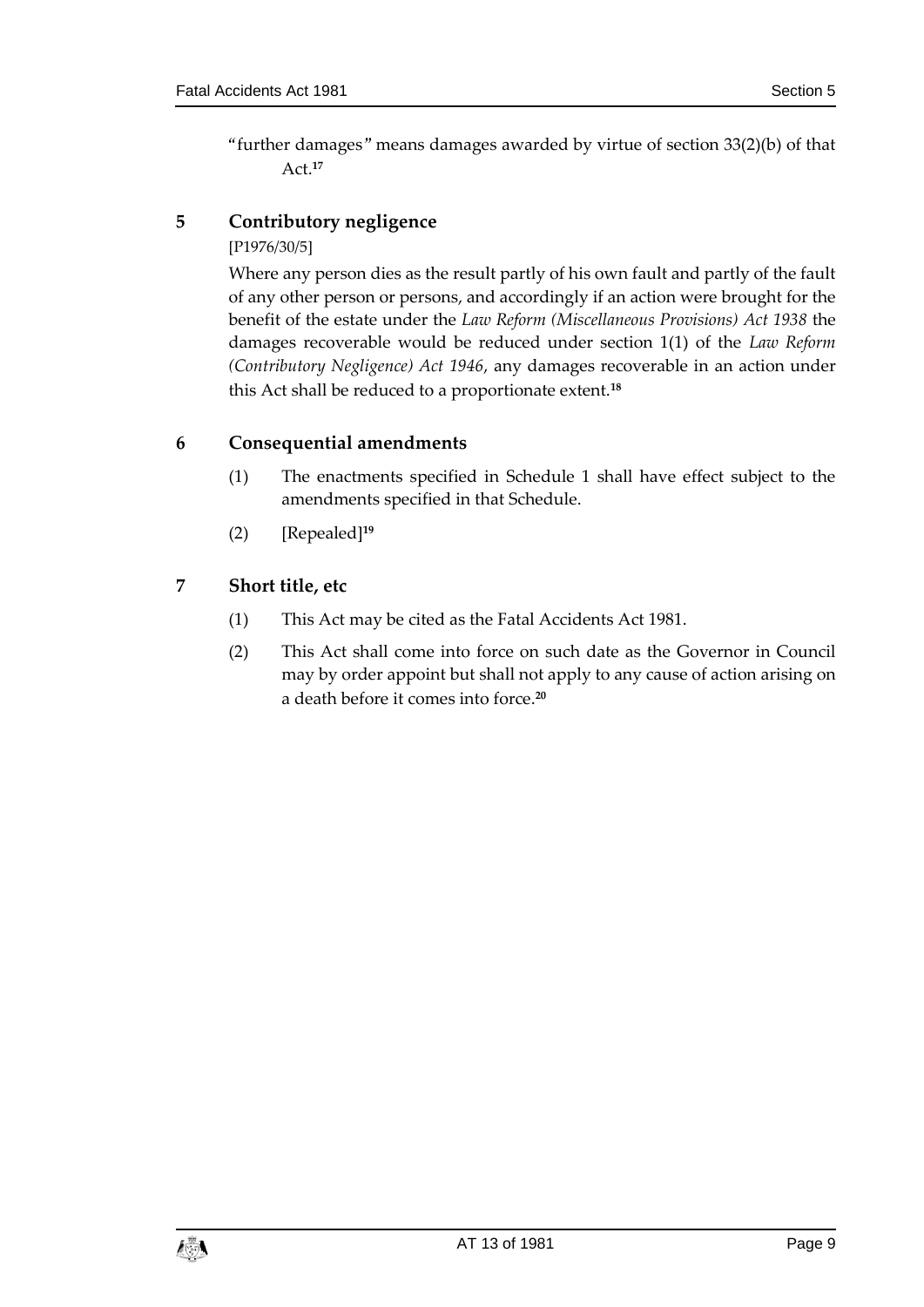"further damages" means damages awarded by virtue of section 33(2)(b) of that Act.[17]

## 5 Contributory negligence

[P1976/30/5]

Where any person dies as the result partly of his own fault and partly of the fault of any other person or persons, and accordingly if an action were brought for the benefit of the estate under the *Law Reform (Miscellaneous Provisions) Act 1938* the damages recoverable would be reduced under section 1(1) of the *Law Reform (Contributory Negligence) Act 1946*, any damages recoverable in an action under this Act shall be reduced to a proportionate extent.[18]

## 6 Consequential amendments

(1) The enactments specified in Schedule 1 shall have effect subject to the amendments specified in that Schedule.

(2) [Repealed][19]

## 7 Short title, etc

(1) This Act may be cited as the Fatal Accidents Act 1981.

(2) This Act shall come into force on such date as the Governor in Council may by order appoint but shall not apply to any cause of action arising on a death before it comes into force.[20]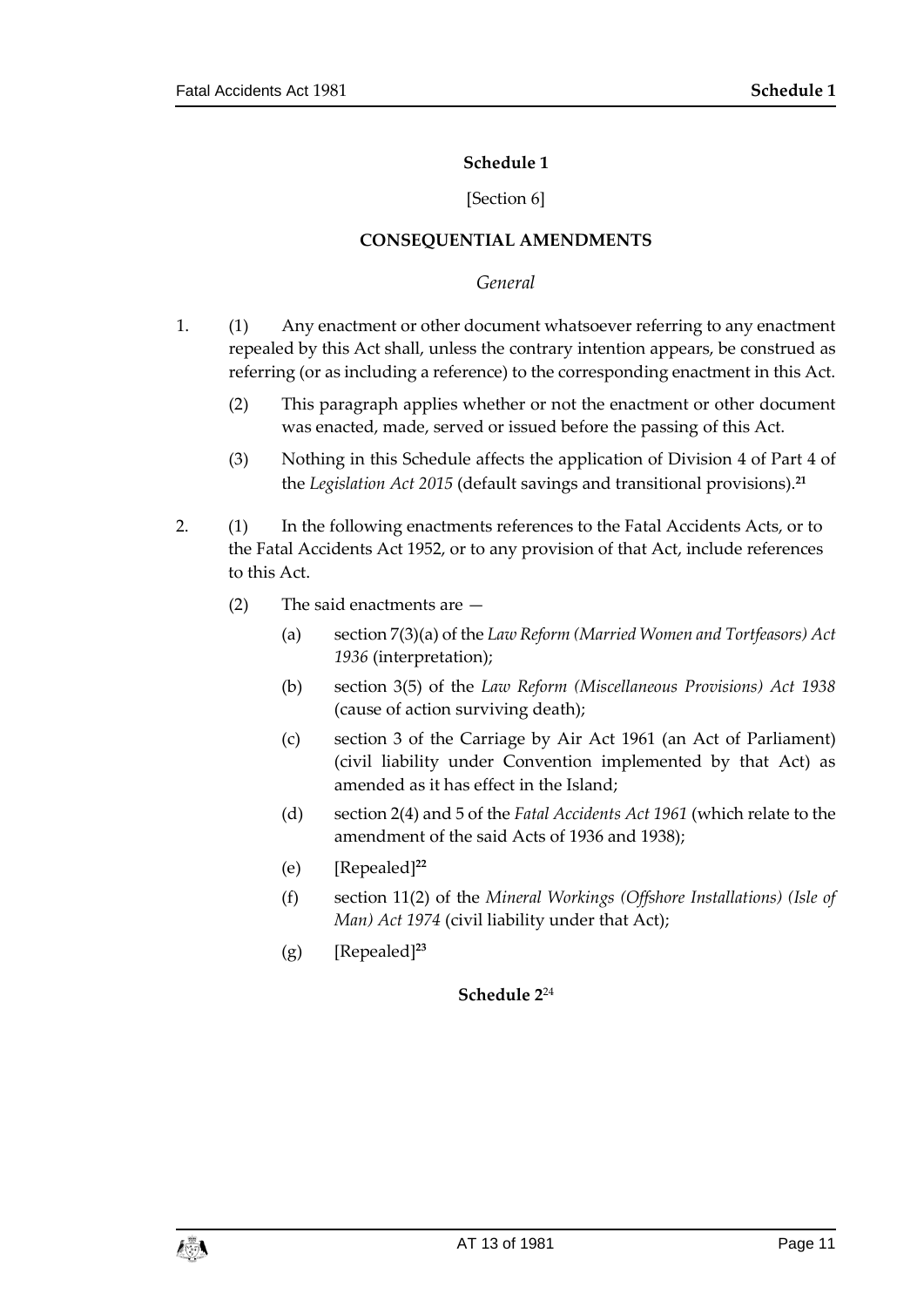# Schedule 1

[Section 6]

## CONSEQUENTIAL AMENDMENTS

*General*

1. (1) Any enactment or other document whatsoever referring to any enactment repealed by this Act shall, unless the contrary intention appears, be construed as referring (or as including a reference) to the corresponding enactment in this Act.

   (2) This paragraph applies whether or not the enactment or other document was enacted, made, served or issued before the passing of this Act.

   (3) Nothing in this Schedule affects the application of Division 4 of Part 4 of the *Legislation Act 2015* (default savings and transitional provisions).[21]

2. (1) In the following enactments references to the Fatal Accidents Acts, or to the Fatal Accidents Act 1952, or to any provision of that Act, include references to this Act.

   (2) The said enactments are —

   (a) section 7(3)(a) of the *Law Reform (Married Women and Tortfeasors) Act 1936* (interpretation);

   (b) section 3(5) of the *Law Reform (Miscellaneous Provisions) Act 1938* (cause of action surviving death);

   (c) section 3 of the Carriage by Air Act 1961 (an Act of Parliament) (civil liability under Convention implemented by that Act) as amended as it has effect in the Island;

   (d) section 2(4) and 5 of the *Fatal Accidents Act 1961* (which relate to the amendment of the said Acts of 1936 and 1938);

   (e) [Repealed][22]

   (f) section 11(2) of the *Mineral Workings (Offshore Installations) (Isle of Man) Act 1974* (civil liability under that Act);

   (g) [Repealed][23]

# Schedule 2[24]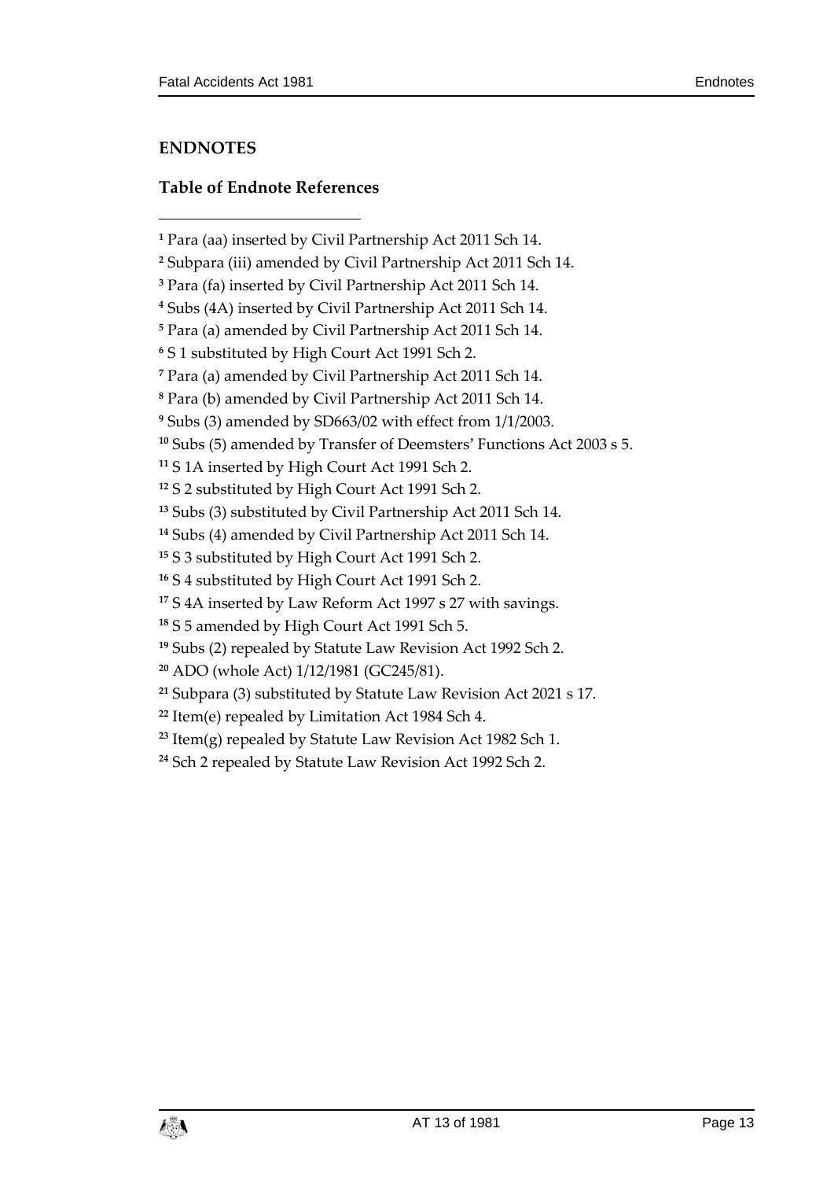## ENDNOTES

### Table of Endnote References

[1] Para (aa) inserted by Civil Partnership Act 2011 Sch 14.

[2] Subpara (iii) amended by Civil Partnership Act 2011 Sch 14.

[3] Para (fa) inserted by Civil Partnership Act 2011 Sch 14.

[4] Subs (4A) inserted by Civil Partnership Act 2011 Sch 14.

[5] Para (a) amended by Civil Partnership Act 2011 Sch 14.

[6] S 1 substituted by High Court Act 1991 Sch 2.

[7] Para (a) amended by Civil Partnership Act 2011 Sch 14.

[8] Para (b) amended by Civil Partnership Act 2011 Sch 14.

[9] Subs (3) amended by SD663/02 with effect from 1/1/2003.

[10] Subs (5) amended by Transfer of Deemsters' Functions Act 2003 s 5.

[11] S 1A inserted by High Court Act 1991 Sch 2.

[12] S 2 substituted by High Court Act 1991 Sch 2.

[13] Subs (3) substituted by Civil Partnership Act 2011 Sch 14.

[14] Subs (4) amended by Civil Partnership Act 2011 Sch 14.

[15] S 3 substituted by High Court Act 1991 Sch 2.

[16] S 4 substituted by High Court Act 1991 Sch 2.

[17] S 4A inserted by Law Reform Act 1997 s 27 with savings.

[18] S 5 amended by High Court Act 1991 Sch 5.

[19] Subs (2) repealed by Statute Law Revision Act 1992 Sch 2.

[20] ADO (whole Act) 1/12/1981 (GC245/81).

[21] Subpara (3) substituted by Statute Law Revision Act 2021 s 17.

[22] Item(e) repealed by Limitation Act 1984 Sch 4.

[23] Item(g) repealed by Statute Law Revision Act 1982 Sch 1.

[24] Sch 2 repealed by Statute Law Revision Act 1992 Sch 2.